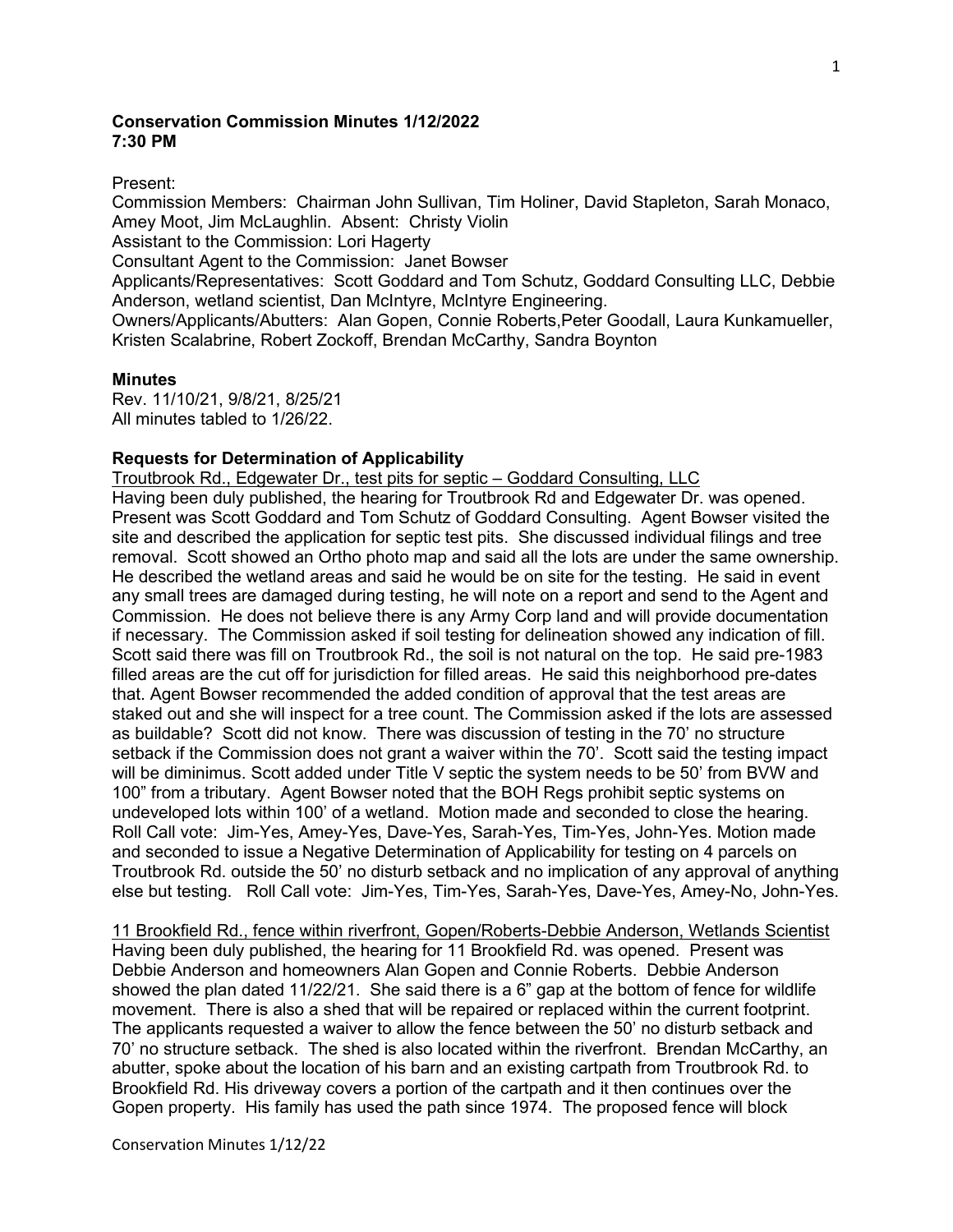**Conservation Commission Minutes 1/12/2022**
**7:30 PM**

Present:
Commission Members: Chairman John Sullivan, Tim Holiner, David Stapleton, Sarah Monaco, Amey Moot, Jim McLaughlin. Absent: Christy Violin
Assistant to the Commission: Lori Hagerty
Consultant Agent to the Commission: Janet Bowser
Applicants/Representatives: Scott Goddard and Tom Schutz, Goddard Consulting LLC, Debbie Anderson, wetland scientist, Dan McIntyre, McIntyre Engineering.
Owners/Applicants/Abutters: Alan Gopen, Connie Roberts,Peter Goodall, Laura Kunkamueller, Kristen Scalabrine, Robert Zockoff, Brendan McCarthy, Sandra Boynton

**Minutes**

Rev. 11/10/21, 9/8/21, 8/25/21
All minutes tabled to 1/26/22.

**Requests for Determination of Applicability**

Troutbrook Rd., Edgewater Dr., test pits for septic – Goddard Consulting, LLC
Having been duly published, the hearing for Troutbrook Rd and Edgewater Dr. was opened. Present was Scott Goddard and Tom Schutz of Goddard Consulting. Agent Bowser visited the site and described the application for septic test pits. She discussed individual filings and tree removal. Scott showed an Ortho photo map and said all the lots are under the same ownership. He described the wetland areas and said he would be on site for the testing. He said in event any small trees are damaged during testing, he will note on a report and send to the Agent and Commission. He does not believe there is any Army Corp land and will provide documentation if necessary. The Commission asked if soil testing for delineation showed any indication of fill. Scott said there was fill on Troutbrook Rd., the soil is not natural on the top. He said pre-1983 filled areas are the cut off for jurisdiction for filled areas. He said this neighborhood pre-dates that. Agent Bowser recommended the added condition of approval that the test areas are staked out and she will inspect for a tree count. The Commission asked if the lots are assessed as buildable? Scott did not know. There was discussion of testing in the 70' no structure setback if the Commission does not grant a waiver within the 70'. Scott said the testing impact will be diminimus. Scott added under Title V septic the system needs to be 50' from BVW and 100" from a tributary. Agent Bowser noted that the BOH Regs prohibit septic systems on undeveloped lots within 100' of a wetland. Motion made and seconded to close the hearing. Roll Call vote: Jim-Yes, Amey-Yes, Dave-Yes, Sarah-Yes, Tim-Yes, John-Yes. Motion made and seconded to issue a Negative Determination of Applicability for testing on 4 parcels on Troutbrook Rd. outside the 50' no disturb setback and no implication of any approval of anything else but testing. Roll Call vote: Jim-Yes, Tim-Yes, Sarah-Yes, Dave-Yes, Amey-No, John-Yes.

11 Brookfield Rd., fence within riverfront, Gopen/Roberts-Debbie Anderson, Wetlands Scientist
Having been duly published, the hearing for 11 Brookfield Rd. was opened. Present was Debbie Anderson and homeowners Alan Gopen and Connie Roberts. Debbie Anderson showed the plan dated 11/22/21. She said there is a 6" gap at the bottom of fence for wildlife movement. There is also a shed that will be repaired or replaced within the current footprint. The applicants requested a waiver to allow the fence between the 50' no disturb setback and 70' no structure setback. The shed is also located within the riverfront. Brendan McCarthy, an abutter, spoke about the location of his barn and an existing cartpath from Troutbrook Rd. to Brookfield Rd. His driveway covers a portion of the cartpath and it then continues over the Gopen property. His family has used the path since 1974. The proposed fence will block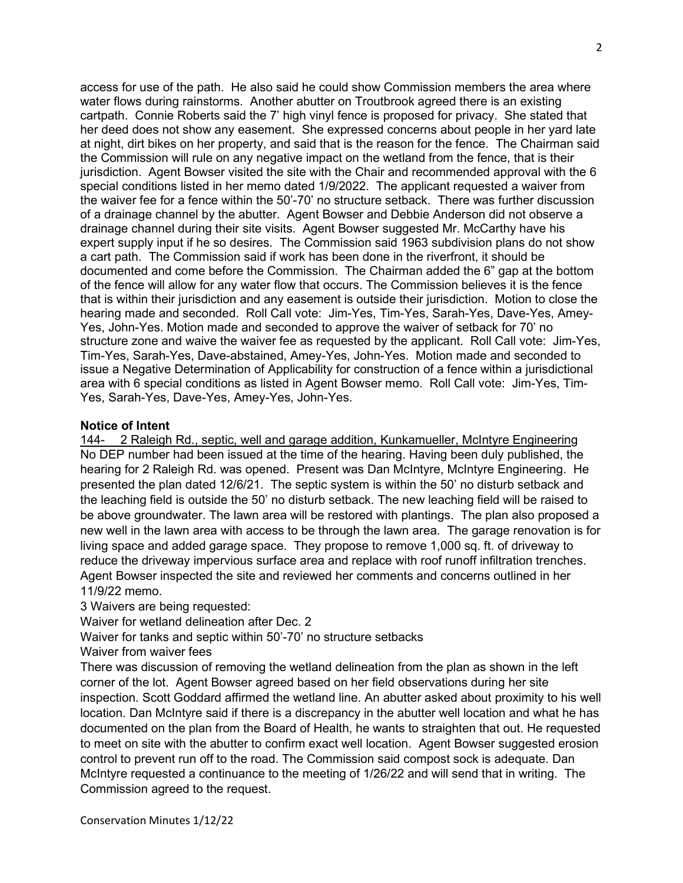access for use of the path. He also said he could show Commission members the area where water flows during rainstorms. Another abutter on Troutbrook agreed there is an existing cartpath. Connie Roberts said the 7' high vinyl fence is proposed for privacy. She stated that her deed does not show any easement. She expressed concerns about people in her yard late at night, dirt bikes on her property, and said that is the reason for the fence. The Chairman said the Commission will rule on any negative impact on the wetland from the fence, that is their jurisdiction. Agent Bowser visited the site with the Chair and recommended approval with the 6 special conditions listed in her memo dated 1/9/2022. The applicant requested a waiver from the waiver fee for a fence within the 50'-70' no structure setback. There was further discussion of a drainage channel by the abutter. Agent Bowser and Debbie Anderson did not observe a drainage channel during their site visits. Agent Bowser suggested Mr. McCarthy have his expert supply input if he so desires. The Commission said 1963 subdivision plans do not show a cart path. The Commission said if work has been done in the riverfront, it should be documented and come before the Commission. The Chairman added the 6" gap at the bottom of the fence will allow for any water flow that occurs. The Commission believes it is the fence that is within their jurisdiction and any easement is outside their jurisdiction. Motion to close the hearing made and seconded. Roll Call vote: Jim-Yes, Tim-Yes, Sarah-Yes, Dave-Yes, Amey-Yes, John-Yes. Motion made and seconded to approve the waiver of setback for 70' no structure zone and waive the waiver fee as requested by the applicant. Roll Call vote: Jim-Yes, Tim-Yes, Sarah-Yes, Dave-abstained, Amey-Yes, John-Yes. Motion made and seconded to issue a Negative Determination of Applicability for construction of a fence within a jurisdictional area with 6 special conditions as listed in Agent Bowser memo. Roll Call vote: Jim-Yes, Tim-Yes, Sarah-Yes, Dave-Yes, Amey-Yes, John-Yes.

**Notice of Intent**

144- 2 Raleigh Rd., septic, well and garage addition, Kunkamueller, McIntyre Engineering

No DEP number had been issued at the time of the hearing. Having been duly published, the hearing for 2 Raleigh Rd. was opened. Present was Dan McIntyre, McIntyre Engineering. He presented the plan dated 12/6/21. The septic system is within the 50' no disturb setback and the leaching field is outside the 50' no disturb setback. The new leaching field will be raised to be above groundwater. The lawn area will be restored with plantings. The plan also proposed a new well in the lawn area with access to be through the lawn area. The garage renovation is for living space and added garage space. They propose to remove 1,000 sq. ft. of driveway to reduce the driveway impervious surface area and replace with roof runoff infiltration trenches. Agent Bowser inspected the site and reviewed her comments and concerns outlined in her 11/9/22 memo.

3 Waivers are being requested:

Waiver for wetland delineation after Dec. 2

Waiver for tanks and septic within 50'-70' no structure setbacks

Waiver from waiver fees

There was discussion of removing the wetland delineation from the plan as shown in the left corner of the lot. Agent Bowser agreed based on her field observations during her site inspection. Scott Goddard affirmed the wetland line. An abutter asked about proximity to his well location. Dan McIntyre said if there is a discrepancy in the abutter well location and what he has documented on the plan from the Board of Health, he wants to straighten that out. He requested to meet on site with the abutter to confirm exact well location. Agent Bowser suggested erosion control to prevent run off to the road. The Commission said compost sock is adequate. Dan McIntyre requested a continuance to the meeting of 1/26/22 and will send that in writing. The Commission agreed to the request.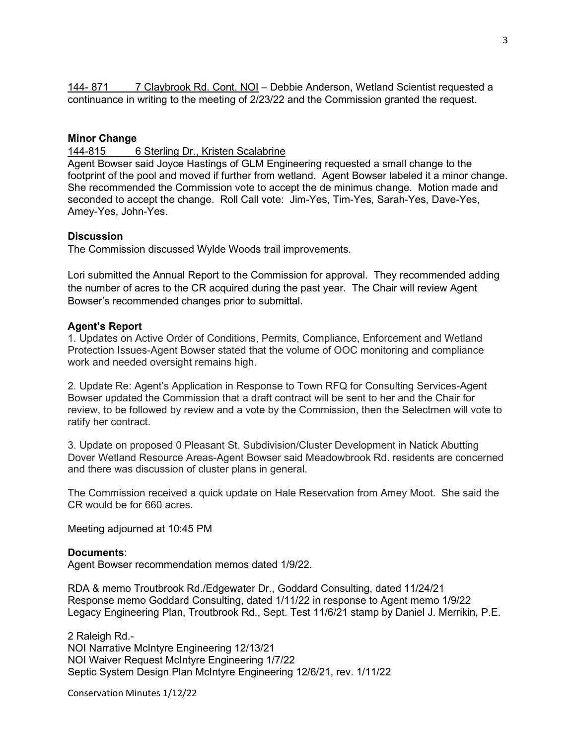144- 871 7 Claybrook Rd. Cont. NOI – Debbie Anderson, Wetland Scientist requested a continuance in writing to the meeting of 2/23/22 and the Commission granted the request.

**Minor Change**

144-815 6 Sterling Dr., Kristen Scalabrine

Agent Bowser said Joyce Hastings of GLM Engineering requested a small change to the footprint of the pool and moved if further from wetland. Agent Bowser labeled it a minor change. She recommended the Commission vote to accept the de minimus change. Motion made and seconded to accept the change. Roll Call vote: Jim-Yes, Tim-Yes, Sarah-Yes, Dave-Yes, Amey-Yes, John-Yes.

**Discussion**

The Commission discussed Wylde Woods trail improvements.

Lori submitted the Annual Report to the Commission for approval. They recommended adding the number of acres to the CR acquired during the past year. The Chair will review Agent Bowser's recommended changes prior to submittal.

**Agent's Report**

1. Updates on Active Order of Conditions, Permits, Compliance, Enforcement and Wetland Protection Issues-Agent Bowser stated that the volume of OOC monitoring and compliance work and needed oversight remains high.

2. Update Re: Agent's Application in Response to Town RFQ for Consulting Services-Agent Bowser updated the Commission that a draft contract will be sent to her and the Chair for review, to be followed by review and a vote by the Commission, then the Selectmen will vote to ratify her contract.

3. Update on proposed 0 Pleasant St. Subdivision/Cluster Development in Natick Abutting Dover Wetland Resource Areas-Agent Bowser said Meadowbrook Rd. residents are concerned and there was discussion of cluster plans in general.

The Commission received a quick update on Hale Reservation from Amey Moot. She said the CR would be for 660 acres.

Meeting adjourned at 10:45 PM

**Documents**:

Agent Bowser recommendation memos dated 1/9/22.

RDA & memo Troutbrook Rd./Edgewater Dr., Goddard Consulting, dated 11/24/21
Response memo Goddard Consulting, dated 1/11/22 in response to Agent memo 1/9/22
Legacy Engineering Plan, Troutbrook Rd., Sept. Test 11/6/21 stamp by Daniel J. Merrikin, P.E.

2 Raleigh Rd.-
NOI Narrative McIntyre Engineering 12/13/21
NOI Waiver Request McIntyre Engineering 1/7/22
Septic System Design Plan McIntyre Engineering 12/6/21, rev. 1/11/22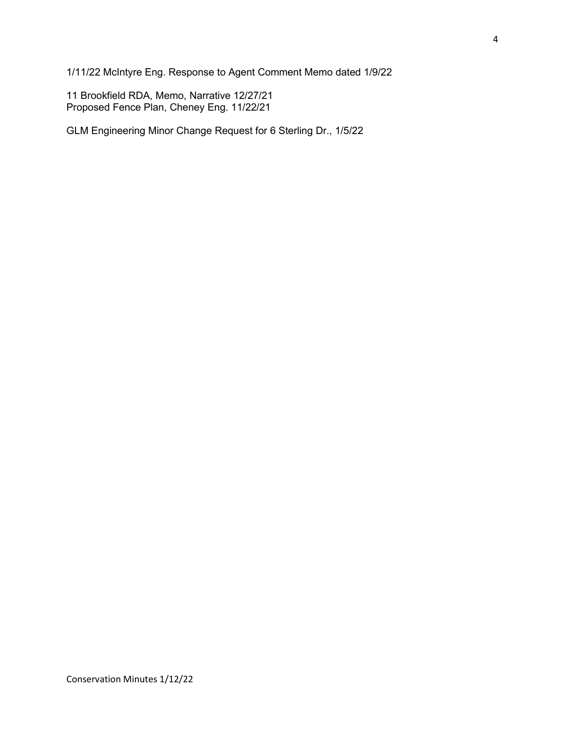1/11/22 McIntyre Eng. Response to Agent Comment Memo dated 1/9/22

11 Brookfield RDA, Memo, Narrative 12/27/21
Proposed Fence Plan, Cheney Eng. 11/22/21

GLM Engineering Minor Change Request for 6 Sterling Dr., 1/5/22